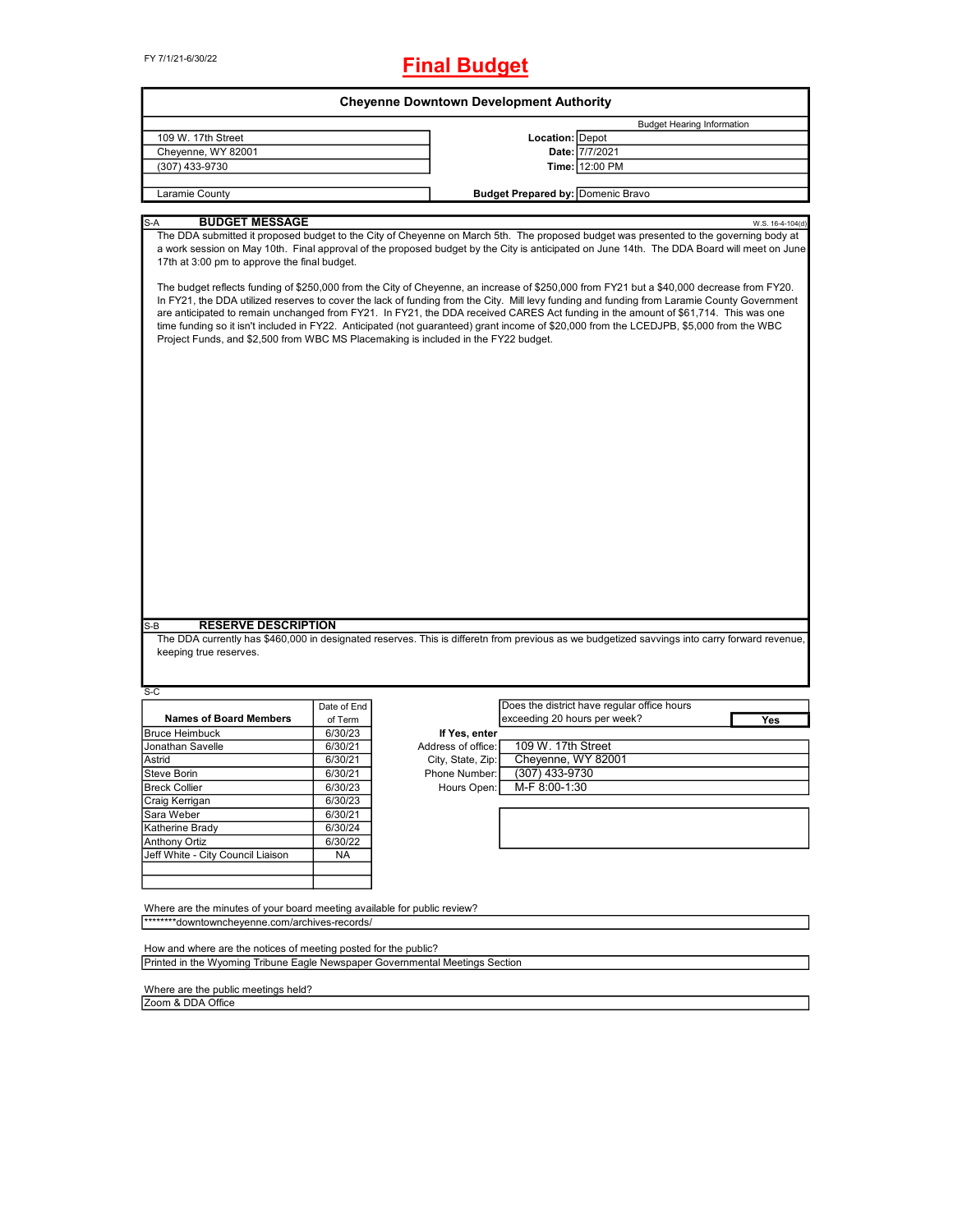FY 7/1/21-6/30/22

# Final Budget

## Cheyenne Downtown Development Authority

| | | |
|---|---|---|
| 109 W. 17th Street | | Budget Hearing Information |
| Cheyenne, WY 82001 | **Location:** | Depot |
| (307) 433-9730 | **Date:** | 7/7/2021 |
| | **Time:** | 12:00 PM |
| Laramie County | **Budget Prepared by:** | Domenic Bravo |

S-A

### BUDGET MESSAGE

W.S. 16-4-104(d)

The DDA submitted it proposed budget to the City of Cheyenne on March 5th. The proposed budget was presented to the governing body at a work session on May 10th. Final approval of the proposed budget by the City is anticipated on June 14th. The DDA Board will meet on June 17th at 3:00 pm to approve the final budget.

The budget reflects funding of $250,000 from the City of Cheyenne, an increase of $250,000 from FY21 but a $40,000 decrease from FY20. In FY21, the DDA utilized reserves to cover the lack of funding from the City. Mill levy funding and funding from Laramie County Government are anticipated to remain unchanged from FY21. In FY21, the DDA received CARES Act funding in the amount of $61,714. This was one time funding so it isn't included in FY22. Anticipated (not guaranteed) grant income of $20,000 from the LCEDJPB, $5,000 from the WBC Project Funds, and $2,500 from WBC MS Placemaking is included in the FY22 budget.

S-B

### RESERVE DESCRIPTION

The DDA currently has $460,000 in designated reserves. This is differetn from previous as we budgetized savvings into carry forward revenue, keeping true reserves.

S-C

| Names of Board Members | Date of End of Term |
|---|---|
| Bruce Heimbuck | 6/30/23 |
| Jonathan Savelle | 6/30/21 |
| Astrid | 6/30/21 |
| Steve Borin | 6/30/21 |
| Breck Collier | 6/30/23 |
| Craig Kerrigan | 6/30/23 |
| Sara Weber | 6/30/21 |
| Katherine Brady | 6/30/24 |
| Anthony Ortiz | 6/30/22 |
| Jeff White - City Council Liaison | NA |
| | |
| | |

| | |
|---|---|
| Does the district have regular office hours exceeding 20 hours per week? | Yes |
| **If Yes, enter** | |
| Address of office: | 109 W. 17th Street |
| City, State, Zip: | Cheyenne, WY 82001 |
| Phone Number: | (307) 433-9730 |
| Hours Open: | M-F 8:00-1:30 |

Where are the minutes of your board meeting available for public review?

********downtowncheyenne.com/archives-records/

How and where are the notices of meeting posted for the public?

Printed in the Wyoming Tribune Eagle Newspaper Governmental Meetings Section

Where are the public meetings held?

Zoom & DDA Office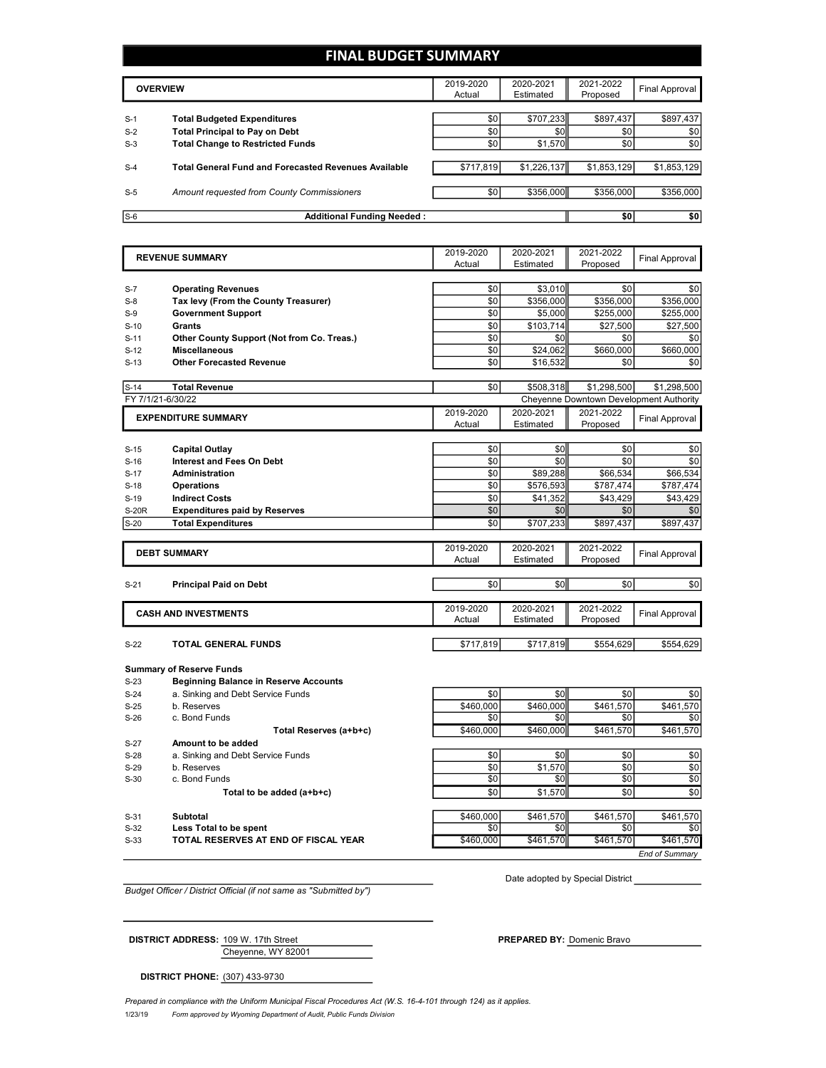# FINAL BUDGET SUMMARY

| | OVERVIEW | 2019-2020 Actual | 2020-2021 Estimated | 2021-2022 Proposed | Final Approval |
|---|---|---|---|---|---|
| S-1 | **Total Budgeted Expenditures** | $0 | $707,233 | $897,437 | $897,437 |
| S-2 | **Total Principal to Pay on Debt** | $0 | $0 | $0 | $0 |
| S-3 | **Total Change to Restricted Funds** | $0 | $1,570 | $0 | $0 |
| S-4 | **Total General Fund and Forecasted Revenues Available** | $717,819 | $1,226,137 | $1,853,129 | $1,853,129 |
| S-5 | *Amount requested from County Commissioners* | $0 | $356,000 | $356,000 | $356,000 |
| S-6 | **Additional Funding Needed :** | | | **$0** | **$0** |

| | REVENUE SUMMARY | 2019-2020 Actual | 2020-2021 Estimated | 2021-2022 Proposed | Final Approval |
|---|---|---|---|---|---|
| S-7 | **Operating Revenues** | $0 | $3,010 | $0 | $0 |
| S-8 | **Tax levy (From the County Treasurer)** | $0 | $356,000 | $356,000 | $356,000 |
| S-9 | **Government Support** | $0 | $5,000 | $255,000 | $255,000 |
| S-10 | **Grants** | $0 | $103,714 | $27,500 | $27,500 |
| S-11 | **Other County Support (Not from Co. Treas.)** | $0 | $0 | $0 | $0 |
| S-12 | **Miscellaneous** | $0 | $24,062 | $660,000 | $660,000 |
| S-13 | **Other Forecasted Revenue** | $0 | $16,532 | $0 | $0 |
| S-14 | **Total Revenue** | $0 | $508,318 | $1,298,500 | $1,298,500 |

FY 7/1/21-6/30/22 — Cheyenne Downtown Development Authority

| | EXPENDITURE SUMMARY | 2019-2020 Actual | 2020-2021 Estimated | 2021-2022 Proposed | Final Approval |
|---|---|---|---|---|---|
| S-15 | **Capital Outlay** | $0 | $0 | $0 | $0 |
| S-16 | **Interest and Fees On Debt** | $0 | $0 | $0 | $0 |
| S-17 | **Administration** | $0 | $89,288 | $66,534 | $66,534 |
| S-18 | **Operations** | $0 | $576,593 | $787,474 | $787,474 |
| S-19 | **Indirect Costs** | $0 | $41,352 | $43,429 | $43,429 |
| S-20R | **Expenditures paid by Reserves** | $0 | $0 | $0 | $0 |
| S-20 | **Total Expenditures** | $0 | $707,233 | $897,437 | $897,437 |

| | DEBT SUMMARY | 2019-2020 Actual | 2020-2021 Estimated | 2021-2022 Proposed | Final Approval |
|---|---|---|---|---|---|
| S-21 | **Principal Paid on Debt** | $0 | $0 | $0 | $0 |

| | CASH AND INVESTMENTS | 2019-2020 Actual | 2020-2021 Estimated | 2021-2022 Proposed | Final Approval |
|---|---|---|---|---|---|
| S-22 | **TOTAL GENERAL FUNDS** | $717,819 | $717,819 | $554,629 | $554,629 |
| | **Summary of Reserve Funds** | | | | |
| S-23 | **Beginning Balance in Reserve Accounts** | | | | |
| S-24 | a. Sinking and Debt Service Funds | $0 | $0 | $0 | $0 |
| S-25 | b. Reserves | $460,000 | $460,000 | $461,570 | $461,570 |
| S-26 | c. Bond Funds | $0 | $0 | $0 | $0 |
| | **Total Reserves (a+b+c)** | $460,000 | $460,000 | $461,570 | $461,570 |
| S-27 | **Amount to be added** | | | | |
| S-28 | a. Sinking and Debt Service Funds | $0 | $0 | $0 | $0 |
| S-29 | b. Reserves | $0 | $1,570 | $0 | $0 |
| S-30 | c. Bond Funds | $0 | $0 | $0 | $0 |
| | **Total to be added (a+b+c)** | $0 | $1,570 | $0 | $0 |
| S-31 | **Subtotal** | $460,000 | $461,570 | $461,570 | $461,570 |
| S-32 | **Less Total to be spent** | $0 | $0 | $0 | $0 |
| S-33 | **TOTAL RESERVES AT END OF FISCAL YEAR** | $460,000 | $461,570 | $461,570 | $461,570 |

*End of Summary*

*Budget Officer / District Official (if not same as "Submitted by")*

Date adopted by Special District ____________

**DISTRICT ADDRESS:** 109 W. 17th Street
Cheyenne, WY 82001

**PREPARED BY:** Domenic Bravo

**DISTRICT PHONE:** (307) 433-9730

*Prepared in compliance with the Uniform Municipal Fiscal Procedures Act (W.S. 16-4-101 through 124) as it applies.*

1/23/19 *Form approved by Wyoming Department of Audit, Public Funds Division*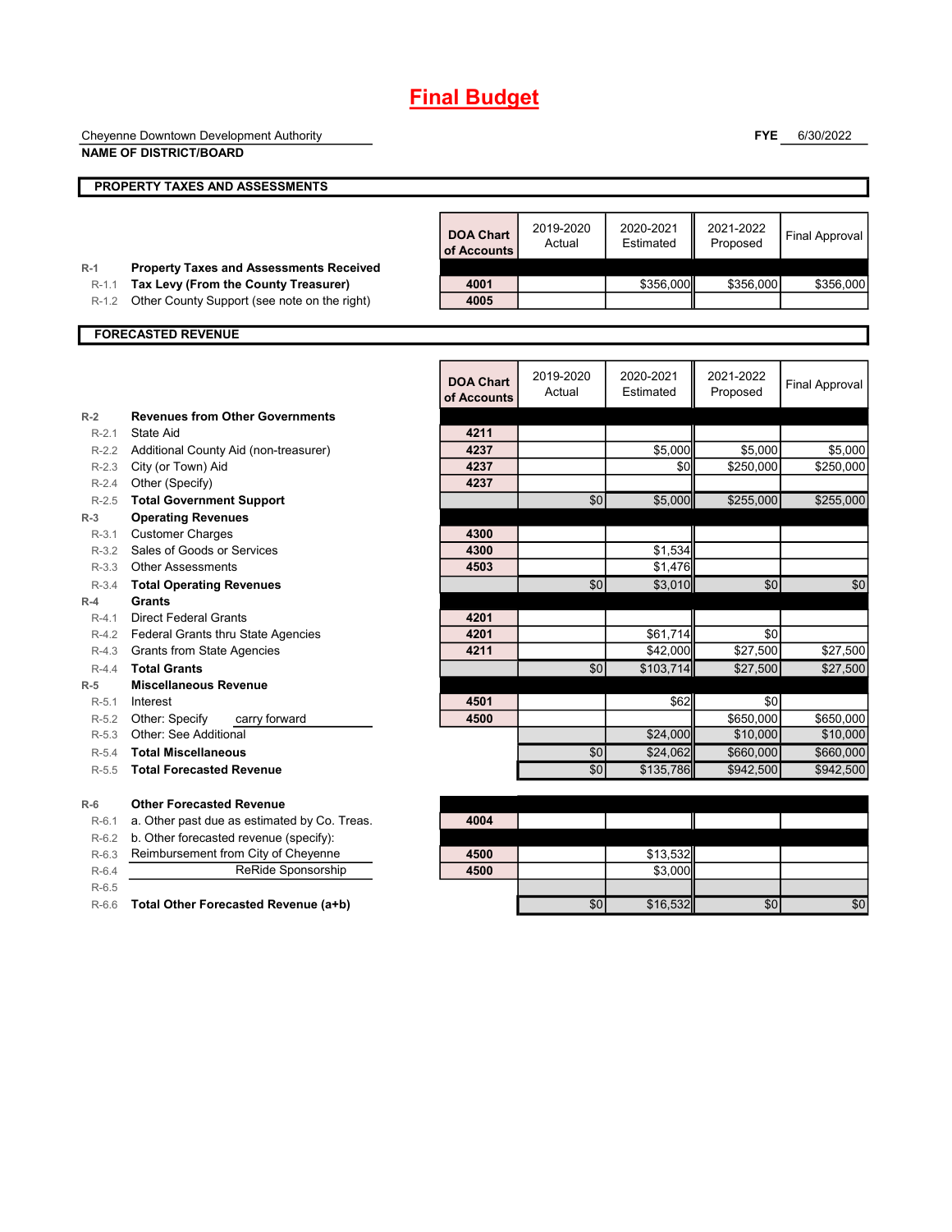# Final Budget

Cheyenne Downtown Development Authority
**NAME OF DISTRICT/BOARD**

**FYE** 6/30/2022

## PROPERTY TAXES AND ASSESSMENTS

| | | DOA Chart of Accounts | 2019-2020 Actual | 2020-2021 Estimated | 2021-2022 Proposed | Final Approval |
|---|---|---|---|---|---|---|
| R-1 | **Property Taxes and Assessments Received** | | | | | |
| R-1.1 | **Tax Levy (From the County Treasurer)** | 4001 | | $356,000 | $356,000 | $356,000 |
| R-1.2 | Other County Support (see note on the right) | 4005 | | | | |

## FORECASTED REVENUE

| | | DOA Chart of Accounts | 2019-2020 Actual | 2020-2021 Estimated | 2021-2022 Proposed | Final Approval |
|---|---|---|---|---|---|---|
| R-2 | **Revenues from Other Governments** | | | | | |
| R-2.1 | State Aid | 4211 | | | | |
| R-2.2 | Additional County Aid (non-treasurer) | 4237 | | $5,000 | $5,000 | $5,000 |
| R-2.3 | City (or Town) Aid | 4237 | | $0 | $250,000 | $250,000 |
| R-2.4 | Other (Specify) | 4237 | | | | |
| R-2.5 | **Total Government Support** | | $0 | $5,000 | $255,000 | $255,000 |
| R-3 | **Operating Revenues** | | | | | |
| R-3.1 | Customer Charges | 4300 | | | | |
| R-3.2 | Sales of Goods or Services | 4300 | | $1,534 | | |
| R-3.3 | Other Assessments | 4503 | | $1,476 | | |
| R-3.4 | **Total Operating Revenues** | | $0 | $3,010 | $0 | $0 |
| R-4 | **Grants** | | | | | |
| R-4.1 | Direct Federal Grants | 4201 | | | | |
| R-4.2 | Federal Grants thru State Agencies | 4201 | | $61,714 | $0 | |
| R-4.3 | Grants from State Agencies | 4211 | | $42,000 | $27,500 | $27,500 |
| R-4.4 | **Total Grants** | | $0 | $103,714 | $27,500 | $27,500 |
| R-5 | **Miscellaneous Revenue** | | | | | |
| R-5.1 | Interest | 4501 | | $62 | $0 | |
| R-5.2 | Other: Specify carry forward | 4500 | | | $650,000 | $650,000 |
| R-5.3 | Other: See Additional | | | $24,000 | $10,000 | $10,000 |
| R-5.4 | **Total Miscellaneous** | | $0 | $24,062 | $660,000 | $660,000 |
| R-5.5 | **Total Forecasted Revenue** | | $0 | $135,786 | $942,500 | $942,500 |
| R-6 | **Other Forecasted Revenue** | | | | | |
| R-6.1 | a. Other past due as estimated by Co. Treas. | 4004 | | | | |
| R-6.2 | b. Other forecasted revenue (specify): | | | | | |
| R-6.3 | Reimbursement from City of Cheyenne | 4500 | | $13,532 | | |
| R-6.4 | ReRide Sponsorship | 4500 | | $3,000 | | |
| R-6.5 | | | | | | |
| R-6.6 | **Total Other Forecasted Revenue (a+b)** | | $0 | $16,532 | $0 | $0 |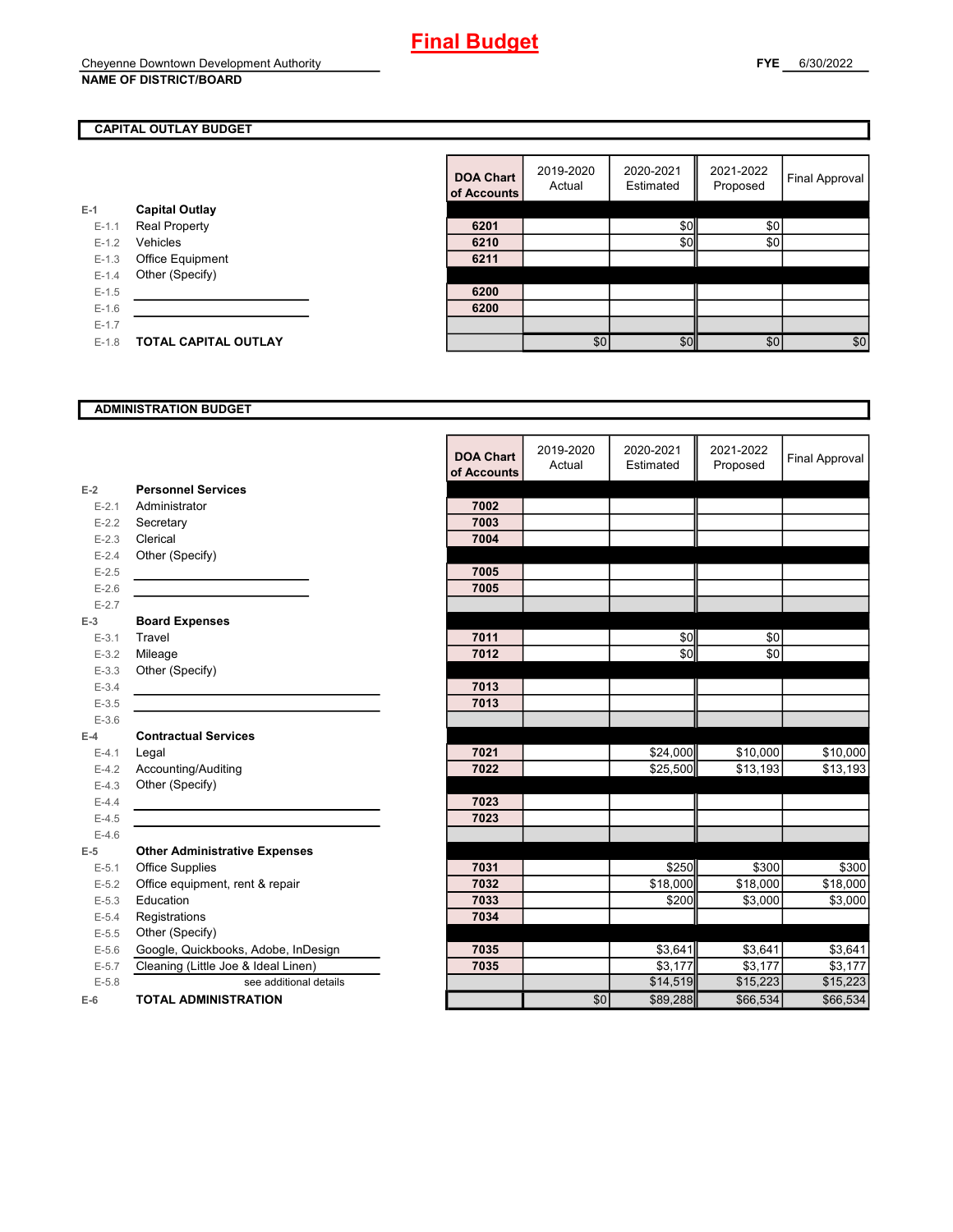# Final Budget

Cheyenne Downtown Development Authority
**NAME OF DISTRICT/BOARD**

**FYE** 6/30/2022

## CAPITAL OUTLAY BUDGET

| | | DOA Chart of Accounts | 2019-2020 Actual | 2020-2021 Estimated | 2021-2022 Proposed | Final Approval |
|---|---|---|---|---|---|---|
| E-1 | **Capital Outlay** | | | | | |
| E-1.1 | Real Property | 6201 | | $0 | $0 | |
| E-1.2 | Vehicles | 6210 | | $0 | $0 | |
| E-1.3 | Office Equipment | 6211 | | | | |
| E-1.4 | Other (Specify) | | | | | |
| E-1.5 | | 6200 | | | | |
| E-1.6 | | 6200 | | | | |
| E-1.7 | | | | | | |
| E-1.8 | **TOTAL CAPITAL OUTLAY** | | $0 | $0 | $0 | $0 |

## ADMINISTRATION BUDGET

| | | DOA Chart of Accounts | 2019-2020 Actual | 2020-2021 Estimated | 2021-2022 Proposed | Final Approval |
|---|---|---|---|---|---|---|
| E-2 | **Personnel Services** | | | | | |
| E-2.1 | Administrator | 7002 | | | | |
| E-2.2 | Secretary | 7003 | | | | |
| E-2.3 | Clerical | 7004 | | | | |
| E-2.4 | Other (Specify) | | | | | |
| E-2.5 | | 7005 | | | | |
| E-2.6 | | 7005 | | | | |
| E-2.7 | | | | | | |
| E-3 | **Board Expenses** | | | | | |
| E-3.1 | Travel | 7011 | | $0 | $0 | |
| E-3.2 | Mileage | 7012 | | $0 | $0 | |
| E-3.3 | Other (Specify) | | | | | |
| E-3.4 | | 7013 | | | | |
| E-3.5 | | 7013 | | | | |
| E-3.6 | | | | | | |
| E-4 | **Contractual Services** | | | | | |
| E-4.1 | Legal | 7021 | | $24,000 | $10,000 | $10,000 |
| E-4.2 | Accounting/Auditing | 7022 | | $25,500 | $13,193 | $13,193 |
| E-4.3 | Other (Specify) | | | | | |
| E-4.4 | | 7023 | | | | |
| E-4.5 | | 7023 | | | | |
| E-4.6 | | | | | | |
| E-5 | **Other Administrative Expenses** | | | | | |
| E-5.1 | Office Supplies | 7031 | | $250 | $300 | $300 |
| E-5.2 | Office equipment, rent & repair | 7032 | | $18,000 | $18,000 | $18,000 |
| E-5.3 | Education | 7033 | | $200 | $3,000 | $3,000 |
| E-5.4 | Registrations | 7034 | | | | |
| E-5.5 | Other (Specify) | | | | | |
| E-5.6 | Google, Quickbooks, Adobe, InDesign | 7035 | | $3,641 | $3,641 | $3,641 |
| E-5.7 | Cleaning (Little Joe & Ideal Linen) | 7035 | | $3,177 | $3,177 | $3,177 |
| E-5.8 | see additional details | | | $14,519 | $15,223 | $15,223 |
| E-6 | **TOTAL ADMINISTRATION** | | $0 | $89,288 | $66,534 | $66,534 |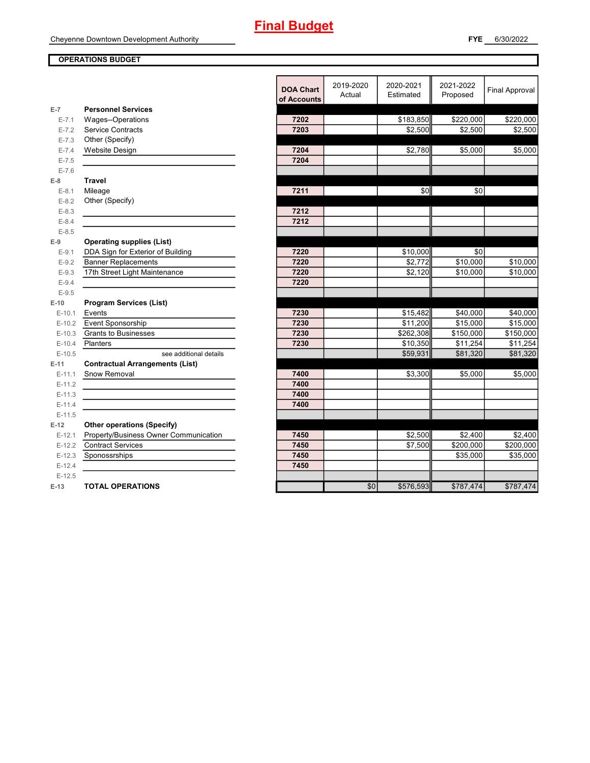# Final Budget

Cheyenne Downtown Development Authority

**FYE** 6/30/2022

**OPERATIONS BUDGET**

| | | DOA Chart of Accounts | 2019-2020 Actual | 2020-2021 Estimated | 2021-2022 Proposed | Final Approval |
|---|---|---|---|---|---|---|
| **E-7** | **Personnel Services** | | | | | |
| E-7.1 | Wages--Operations | 7202 | | $183,850 | $220,000 | $220,000 |
| E-7.2 | Service Contracts | 7203 | | $2,500 | $2,500 | $2,500 |
| E-7.3 | Other (Specify) | | | | | |
| E-7.4 | Website Design | 7204 | | $2,780 | $5,000 | $5,000 |
| E-7.5 | | 7204 | | | | |
| E-7.6 | | | | | | |
| **E-8** | **Travel** | | | | | |
| E-8.1 | Mileage | 7211 | | $0 | $0 | |
| E-8.2 | Other (Specify) | | | | | |
| E-8.3 | | 7212 | | | | |
| E-8.4 | | 7212 | | | | |
| E-8.5 | | | | | | |
| **E-9** | **Operating supplies (List)** | | | | | |
| E-9.1 | DDA Sign for Exterior of Building | 7220 | | $10,000 | $0 | |
| E-9.2 | Banner Replacements | 7220 | | $2,772 | $10,000 | $10,000 |
| E-9.3 | 17th Street Light Maintenance | 7220 | | $2,120 | $10,000 | $10,000 |
| E-9.4 | | 7220 | | | | |
| E-9.5 | | | | | | |
| **E-10** | **Program Services (List)** | | | | | |
| E-10.1 | Events | 7230 | | $15,482 | $40,000 | $40,000 |
| E-10.2 | Event Sponsorship | 7230 | | $11,200 | $15,000 | $15,000 |
| E-10.3 | Grants to Businesses | 7230 | | $262,308 | $150,000 | $150,000 |
| E-10.4 | Planters | 7230 | | $10,350 | $11,254 | $11,254 |
| E-10.5 | see additional details | | | $59,931 | $81,320 | $81,320 |
| **E-11** | **Contractual Arrangements (List)** | | | | | |
| E-11.1 | Snow Removal | 7400 | | $3,300 | $5,000 | $5,000 |
| E-11.2 | | 7400 | | | | |
| E-11.3 | | 7400 | | | | |
| E-11.4 | | 7400 | | | | |
| E-11.5 | | | | | | |
| **E-12** | **Other operations (Specify)** | | | | | |
| E-12.1 | Property/Business Owner Communication | 7450 | | $2,500 | $2,400 | $2,400 |
| E-12.2 | Contract Services | 7450 | | $7,500 | $200,000 | $200,000 |
| E-12.3 | Sponossrships | 7450 | | | $35,000 | $35,000 |
| E-12.4 | | 7450 | | | | |
| E-12.5 | | | | | | |
| **E-13** | **TOTAL OPERATIONS** | | $0 | $576,593 | $787,474 | $787,474 |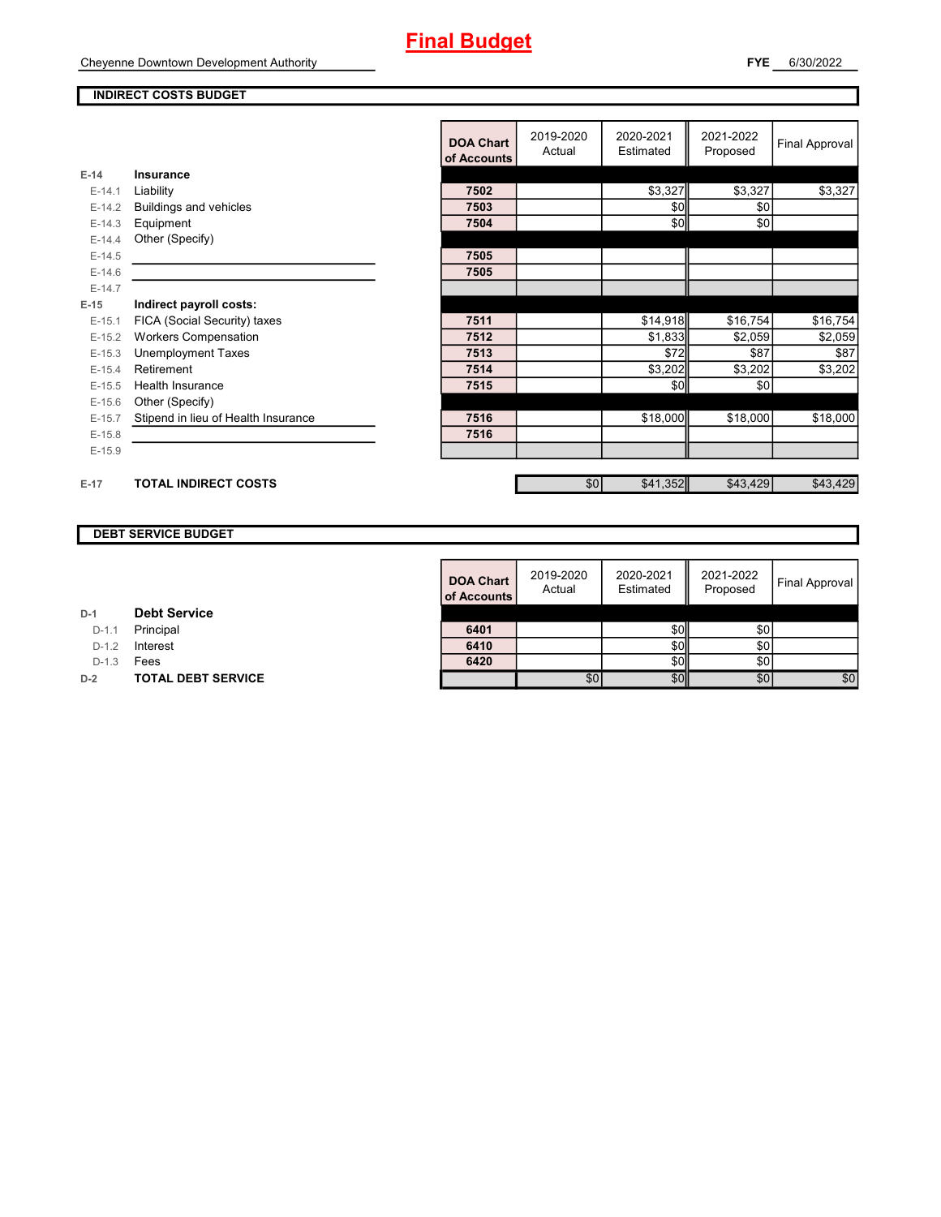# Final Budget

Cheyenne Downtown Development Authority

**FYE** 6/30/2022

**INDIRECT COSTS BUDGET**

| | | DOA Chart of Accounts | 2019-2020 Actual | 2020-2021 Estimated | 2021-2022 Proposed | Final Approval |
|---|---|---|---|---|---|---|
| E-14 | **Insurance** | | | | | |
| E-14.1 | Liability | 7502 | | $3,327 | $3,327 | $3,327 |
| E-14.2 | Buildings and vehicles | 7503 | | $0 | $0 | |
| E-14.3 | Equipment | 7504 | | $0 | $0 | |
| E-14.4 | Other (Specify) | | | | | |
| E-14.5 | | 7505 | | | | |
| E-14.6 | | 7505 | | | | |
| E-14.7 | | | | | | |
| E-15 | **Indirect payroll costs:** | | | | | |
| E-15.1 | FICA (Social Security) taxes | 7511 | | $14,918 | $16,754 | $16,754 |
| E-15.2 | Workers Compensation | 7512 | | $1,833 | $2,059 | $2,059 |
| E-15.3 | Unemployment Taxes | 7513 | | $72 | $87 | $87 |
| E-15.4 | Retirement | 7514 | | $3,202 | $3,202 | $3,202 |
| E-15.5 | Health Insurance | 7515 | | $0 | $0 | |
| E-15.6 | Other (Specify) | | | | | |
| E-15.7 | Stipend in lieu of Health Insurance | 7516 | | $18,000 | $18,000 | $18,000 |
| E-15.8 | | 7516 | | | | |
| E-15.9 | | | | | | |
| E-17 | **TOTAL INDIRECT COSTS** | | $0 | $41,352 | $43,429 | $43,429 |

**DEBT SERVICE BUDGET**

| | | DOA Chart of Accounts | 2019-2020 Actual | 2020-2021 Estimated | 2021-2022 Proposed | Final Approval |
|---|---|---|---|---|---|---|
| D-1 | **Debt Service** | | | | | |
| D-1.1 | Principal | 6401 | | $0 | $0 | |
| D-1.2 | Interest | 6410 | | $0 | $0 | |
| D-1.3 | Fees | 6420 | | $0 | $0 | |
| D-2 | **TOTAL DEBT SERVICE** | | $0 | $0 | $0 | $0 |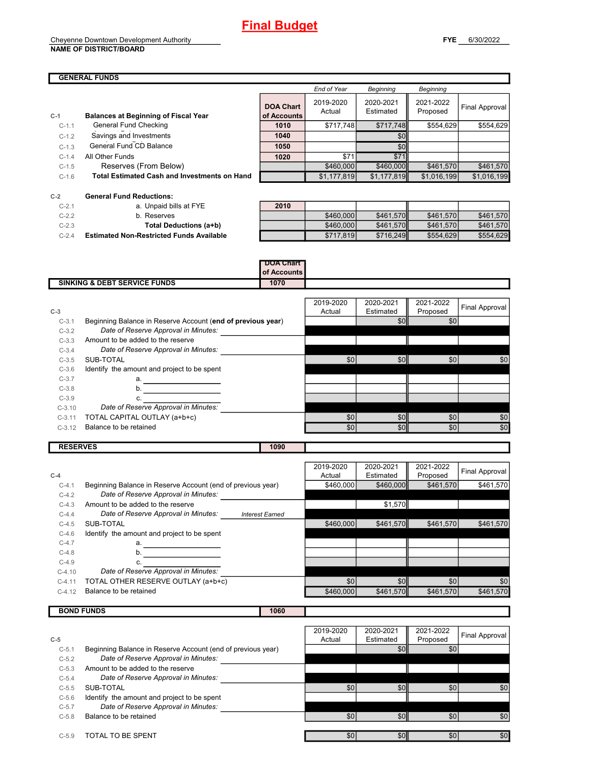# Final Budget

Cheyenne Downtown Development Authority
**NAME OF DISTRICT/BOARD**

**FYE** 6/30/2022

## GENERAL FUNDS

| | | DOA Chart of Accounts | *End of Year* 2019-2020 Actual | *Beginning* 2020-2021 Estimated | *Beginning* 2021-2022 Proposed | Final Approval |
|---|---|---|---|---|---|---|
| C-1 | **Balances at Beginning of Fiscal Year** | | | | | |
| C-1.1 | General Fund Checking | 1010 | $717,748 | $717,748 | $554,629 | $554,629 |
| C-1.2 | Savings and Investments | 1040 | | $0 | | |
| C-1.3 | General Fund CD Balance | 1050 | | $0 | | |
| C-1.4 | All Other Funds | 1020 | $71 | $71 | | |
| C-1.5 | Reserves (From Below) | | $460,000 | $460,000 | $461,570 | $461,570 |
| C-1.6 | **Total Estimated Cash and Investments on Hand** | | $1,177,819 | $1,177,819 | $1,016,199 | $1,016,199 |
| C-2 | **General Fund Reductions:** | | | | | |
| C-2.1 | a. Unpaid bills at FYE | 2010 | | | | |
| C-2.2 | b. Reserves | | $460,000 | $461,570 | $461,570 | $461,570 |
| C-2.3 | **Total Deductions (a+b)** | | $460,000 | $461,570 | $461,570 | $461,570 |
| C-2.4 | **Estimated Non-Restricted Funds Available** | | $717,819 | $716,249 | $554,629 | $554,629 |

## SINKING & DEBT SERVICE FUNDS (DOA Chart of Accounts 1070)

| C-3 | | 2019-2020 Actual | 2020-2021 Estimated | 2021-2022 Proposed | Final Approval |
|---|---|---|---|---|---|
| C-3.1 | Beginning Balance in Reserve Account (**end of previous year**) | | $0 | $0 | |
| C-3.2 | *Date of Reserve Approval in Minutes:* | | | | |
| C-3.3 | Amount to be added to the reserve | | | | |
| C-3.4 | *Date of Reserve Approval in Minutes:* | | | | |
| C-3.5 | SUB-TOTAL | $0 | $0 | $0 | $0 |
| C-3.6 | Identify the amount and project to be spent | | | | |
| C-3.7 | a. | | | | |
| C-3.8 | b. | | | | |
| C-3.9 | c. | | | | |
| C-3.10 | *Date of Reserve Approval in Minutes:* | | | | |
| C-3.11 | TOTAL CAPITAL OUTLAY (a+b+c) | $0 | $0 | $0 | $0 |
| C-3.12 | Balance to be retained | $0 | $0 | $0 | $0 |

## RESERVES (1090)

| C-4 | | 2019-2020 Actual | 2020-2021 Estimated | 2021-2022 Proposed | Final Approval |
|---|---|---|---|---|---|
| C-4.1 | Beginning Balance in Reserve Account (end of previous year) | $460,000 | $460,000 | $461,570 | $461,570 |
| C-4.2 | *Date of Reserve Approval in Minutes:* | | | | |
| C-4.3 | Amount to be added to the reserve | | $1,570 | | |
| C-4.4 | *Date of Reserve Approval in Minutes:* *Interest Earned* | | | | |
| C-4.5 | SUB-TOTAL | $460,000 | $461,570 | $461,570 | $461,570 |
| C-4.6 | Identify the amount and project to be spent | | | | |
| C-4.7 | a. | | | | |
| C-4.8 | b. | | | | |
| C-4.9 | c. | | | | |
| C-4.10 | *Date of Reserve Approval in Minutes:* | | | | |
| C-4.11 | TOTAL OTHER RESERVE OUTLAY (a+b+c) | $0 | $0 | $0 | $0 |
| C-4.12 | Balance to be retained | $460,000 | $461,570 | $461,570 | $461,570 |

## BOND FUNDS (1060)

| C-5 | | 2019-2020 Actual | 2020-2021 Estimated | 2021-2022 Proposed | Final Approval |
|---|---|---|---|---|---|
| C-5.1 | Beginning Balance in Reserve Account (end of previous year) | | $0 | $0 | |
| C-5.2 | *Date of Reserve Approval in Minutes:* | | | | |
| C-5.3 | Amount to be added to the reserve | | | | |
| C-5.4 | *Date of Reserve Approval in Minutes:* | | | | |
| C-5.5 | SUB-TOTAL | $0 | $0 | $0 | $0 |
| C-5.6 | Identify the amount and project to be spent | | | | |
| C-5.7 | *Date of Reserve Approval in Minutes:* | | | | |
| C-5.8 | Balance to be retained | $0 | $0 | $0 | $0 |
| C-5.9 | TOTAL TO BE SPENT | $0 | $0 | $0 | $0 |